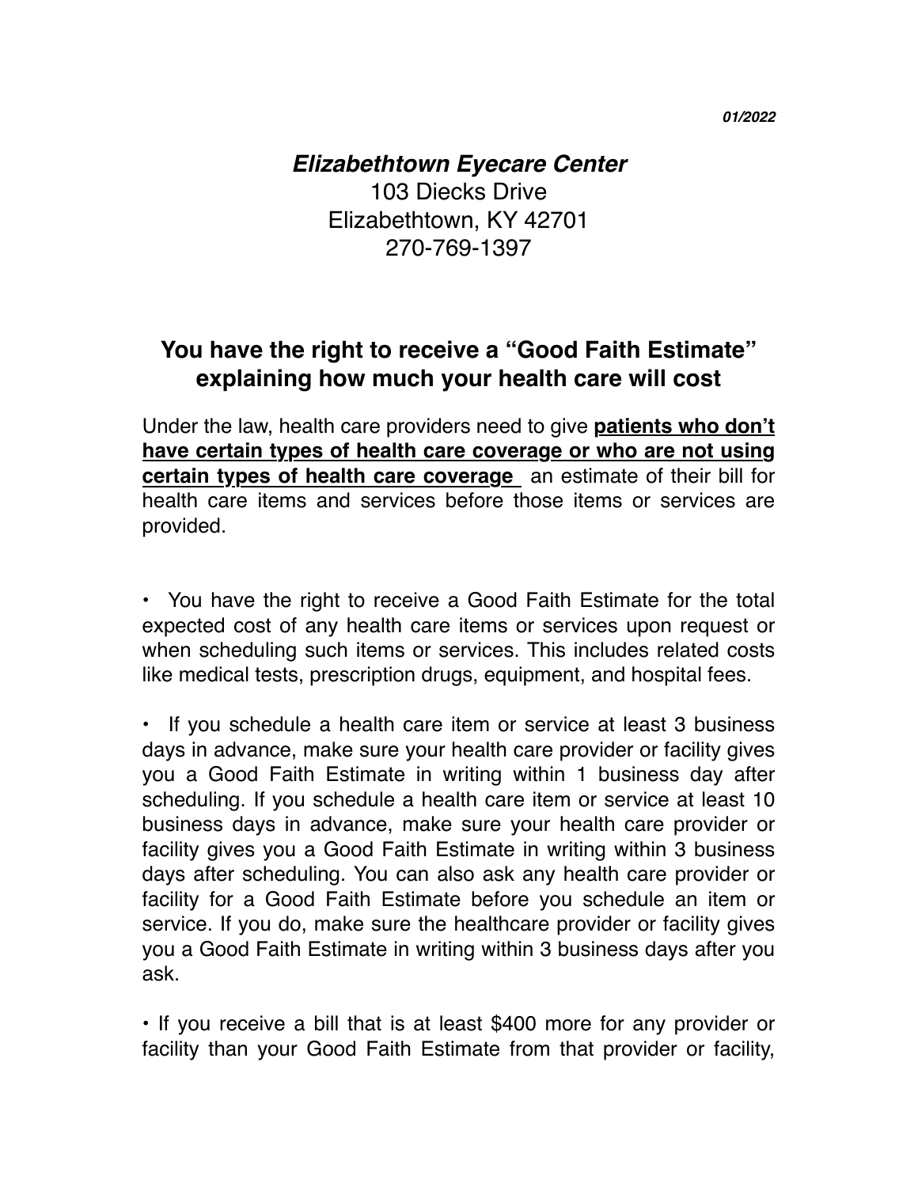01/2022

***Elizabethtown Eyecare Center***
103 Diecks Drive
Elizabethtown, KY 42701
270-769-1397

## You have the right to receive a "Good Faith Estimate" explaining how much your health care will cost

Under the law, health care providers need to give **patients who don't have certain types of health care coverage or who are not using certain types of health care coverage** an estimate of their bill for health care items and services before those items or services are provided.

- You have the right to receive a Good Faith Estimate for the total expected cost of any health care items or services upon request or when scheduling such items or services. This includes related costs like medical tests, prescription drugs, equipment, and hospital fees.

- If you schedule a health care item or service at least 3 business days in advance, make sure your health care provider or facility gives you a Good Faith Estimate in writing within 1 business day after scheduling. If you schedule a health care item or service at least 10 business days in advance, make sure your health care provider or facility gives you a Good Faith Estimate in writing within 3 business days after scheduling. You can also ask any health care provider or facility for a Good Faith Estimate before you schedule an item or service. If you do, make sure the healthcare provider or facility gives you a Good Faith Estimate in writing within 3 business days after you ask.

- If you receive a bill that is at least $400 more for any provider or facility than your Good Faith Estimate from that provider or facility,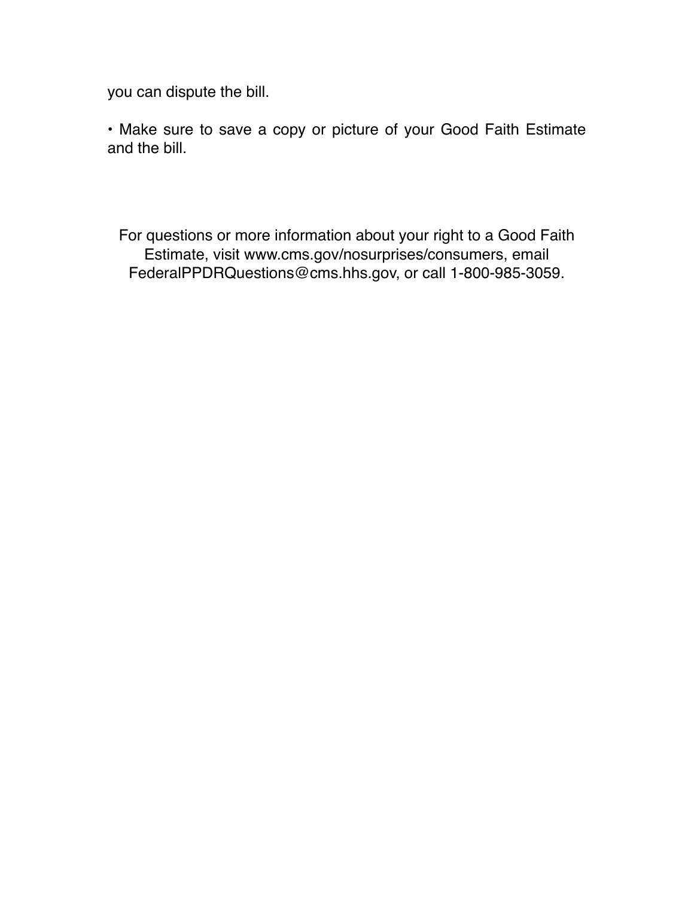you can dispute the bill.

- Make sure to save a copy or picture of your Good Faith Estimate and the bill.

For questions or more information about your right to a Good Faith Estimate, visit www.cms.gov/nosurprises/consumers, email FederalPPDRQuestions@cms.hhs.gov, or call 1-800-985-3059.